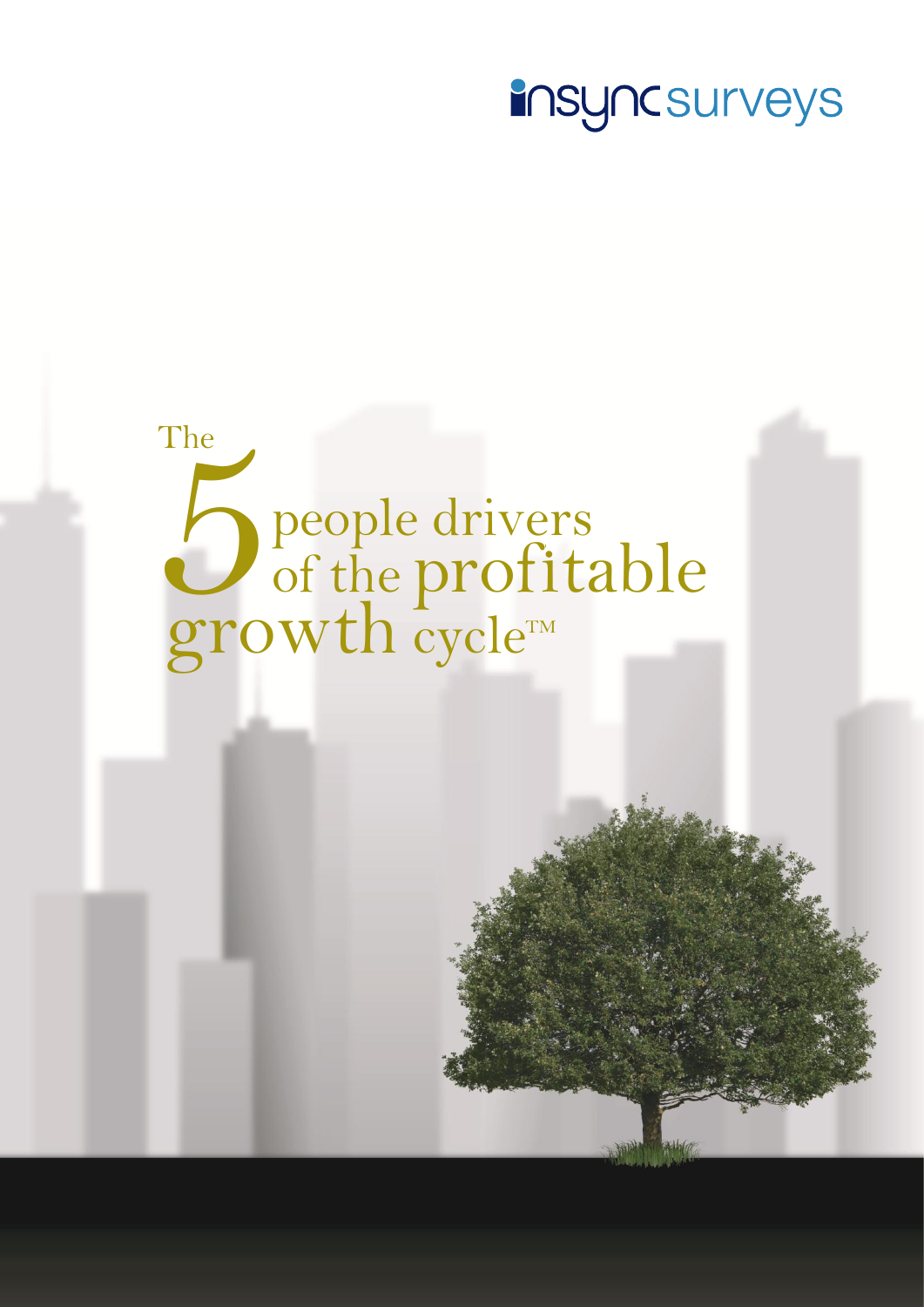insync surveys

# The 5 people drivers of the profitable growth cycle™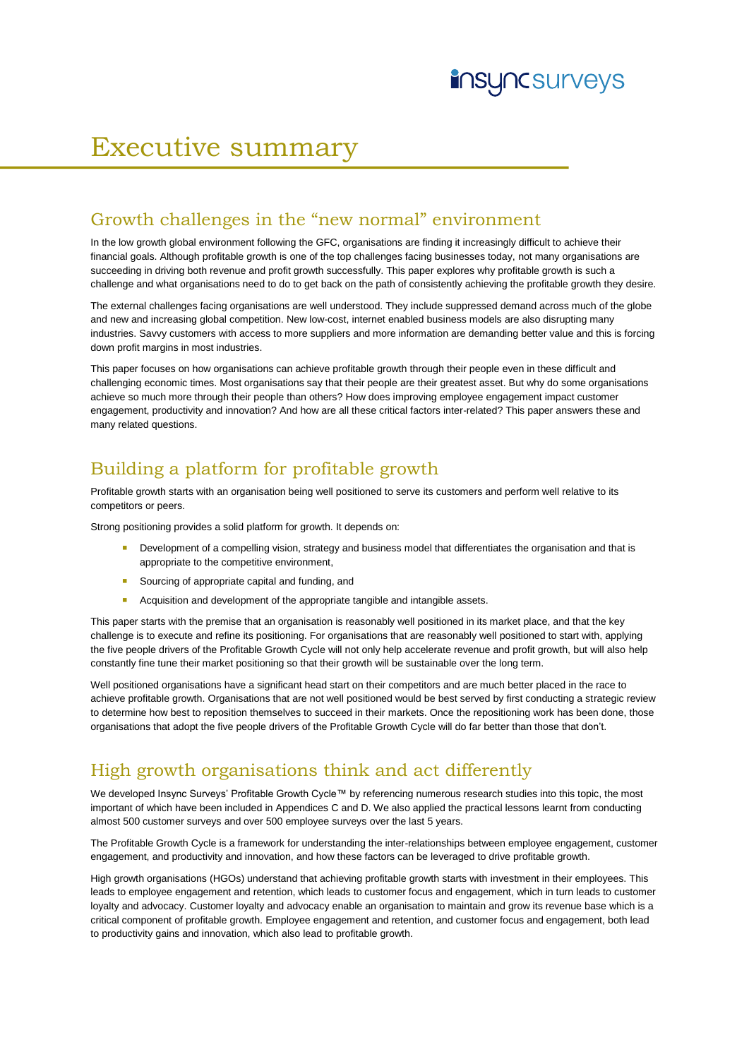# Executive summary

## Growth challenges in the "new normal" environment

In the low growth global environment following the GFC, organisations are finding it increasingly difficult to achieve their financial goals. Although profitable growth is one of the top challenges facing businesses today, not many organisations are succeeding in driving both revenue and profit growth successfully. This paper explores why profitable growth is such a challenge and what organisations need to do to get back on the path of consistently achieving the profitable growth they desire.

The external challenges facing organisations are well understood. They include suppressed demand across much of the globe and new and increasing global competition. New low-cost, internet enabled business models are also disrupting many industries. Savvy customers with access to more suppliers and more information are demanding better value and this is forcing down profit margins in most industries.

This paper focuses on how organisations can achieve profitable growth through their people even in these difficult and challenging economic times. Most organisations say that their people are their greatest asset. But why do some organisations achieve so much more through their people than others? How does improving employee engagement impact customer engagement, productivity and innovation? And how are all these critical factors inter-related? This paper answers these and many related questions.

## Building a platform for profitable growth

Profitable growth starts with an organisation being well positioned to serve its customers and perform well relative to its competitors or peers.

Strong positioning provides a solid platform for growth. It depends on:

- Development of a compelling vision, strategy and business model that differentiates the organisation and that is appropriate to the competitive environment,
- Sourcing of appropriate capital and funding, and
- Acquisition and development of the appropriate tangible and intangible assets.

This paper starts with the premise that an organisation is reasonably well positioned in its market place, and that the key challenge is to execute and refine its positioning. For organisations that are reasonably well positioned to start with, applying the five people drivers of the Profitable Growth Cycle will not only help accelerate revenue and profit growth, but will also help constantly fine tune their market positioning so that their growth will be sustainable over the long term.

Well positioned organisations have a significant head start on their competitors and are much better placed in the race to achieve profitable growth. Organisations that are not well positioned would be best served by first conducting a strategic review to determine how best to reposition themselves to succeed in their markets. Once the repositioning work has been done, those organisations that adopt the five people drivers of the Profitable Growth Cycle will do far better than those that don't.

## High growth organisations think and act differently

We developed Insync Surveys' Profitable Growth Cycle™ by referencing numerous research studies into this topic, the most important of which have been included in Appendices C and D. We also applied the practical lessons learnt from conducting almost 500 customer surveys and over 500 employee surveys over the last 5 years.

The Profitable Growth Cycle is a framework for understanding the inter-relationships between employee engagement, customer engagement, and productivity and innovation, and how these factors can be leveraged to drive profitable growth.

High growth organisations (HGOs) understand that achieving profitable growth starts with investment in their employees. This leads to employee engagement and retention, which leads to customer focus and engagement, which in turn leads to customer loyalty and advocacy. Customer loyalty and advocacy enable an organisation to maintain and grow its revenue base which is a critical component of profitable growth. Employee engagement and retention, and customer focus and engagement, both lead to productivity gains and innovation, which also lead to profitable growth.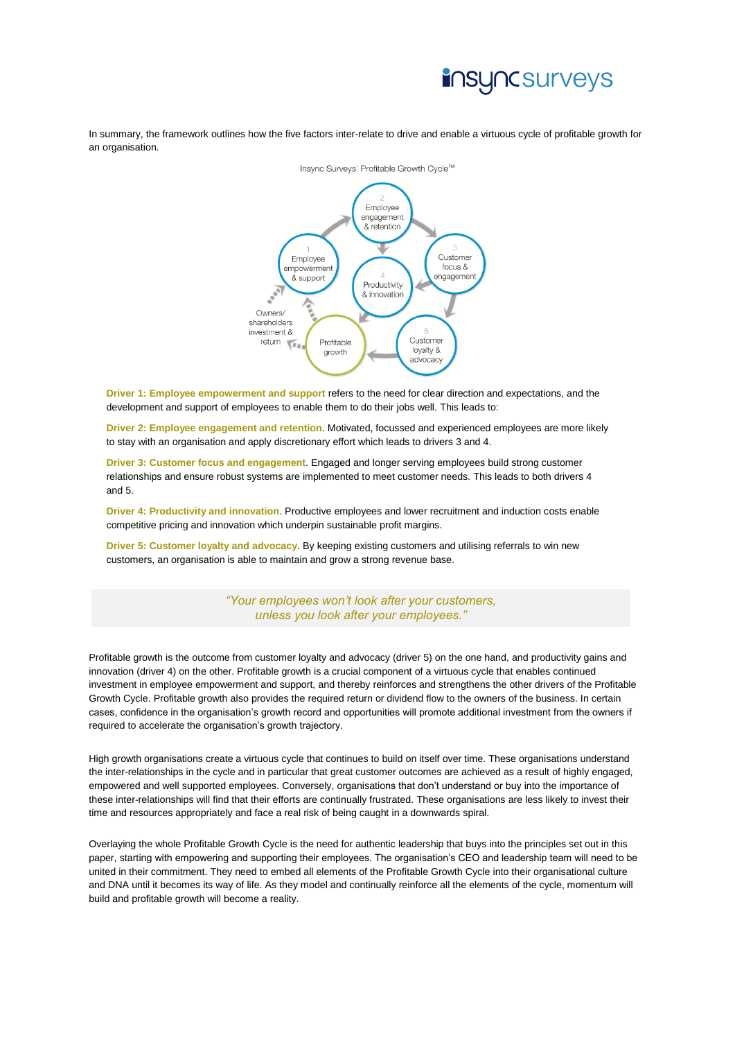In summary, the framework outlines how the five factors inter-relate to drive and enable a virtuous cycle of profitable growth for an organisation.

Insync Surveys' Profitable Growth Cycle™

**Driver 1: Employee empowerment and support** refers to the need for clear direction and expectations, and the development and support of employees to enable them to do their jobs well. This leads to:

**Driver 2: Employee engagement and retention**. Motivated, focussed and experienced employees are more likely to stay with an organisation and apply discretionary effort which leads to drivers 3 and 4.

**Driver 3: Customer focus and engagement**. Engaged and longer serving employees build strong customer relationships and ensure robust systems are implemented to meet customer needs. This leads to both drivers 4 and 5.

**Driver 4: Productivity and innovation**. Productive employees and lower recruitment and induction costs enable competitive pricing and innovation which underpin sustainable profit margins.

**Driver 5: Customer loyalty and advocacy**. By keeping existing customers and utilising referrals to win new customers, an organisation is able to maintain and grow a strong revenue base.

> *"Your employees won't look after your customers, unless you look after your employees."*

Profitable growth is the outcome from customer loyalty and advocacy (driver 5) on the one hand, and productivity gains and innovation (driver 4) on the other. Profitable growth is a crucial component of a virtuous cycle that enables continued investment in employee empowerment and support, and thereby reinforces and strengthens the other drivers of the Profitable Growth Cycle. Profitable growth also provides the required return or dividend flow to the owners of the business. In certain cases, confidence in the organisation's growth record and opportunities will promote additional investment from the owners if required to accelerate the organisation's growth trajectory.

High growth organisations create a virtuous cycle that continues to build on itself over time. These organisations understand the inter-relationships in the cycle and in particular that great customer outcomes are achieved as a result of highly engaged, empowered and well supported employees. Conversely, organisations that don't understand or buy into the importance of these inter-relationships will find that their efforts are continually frustrated. These organisations are less likely to invest their time and resources appropriately and face a real risk of being caught in a downwards spiral.

Overlaying the whole Profitable Growth Cycle is the need for authentic leadership that buys into the principles set out in this paper, starting with empowering and supporting their employees. The organisation's CEO and leadership team will need to be united in their commitment. They need to embed all elements of the Profitable Growth Cycle into their organisational culture and DNA until it becomes its way of life. As they model and continually reinforce all the elements of the cycle, momentum will build and profitable growth will become a reality.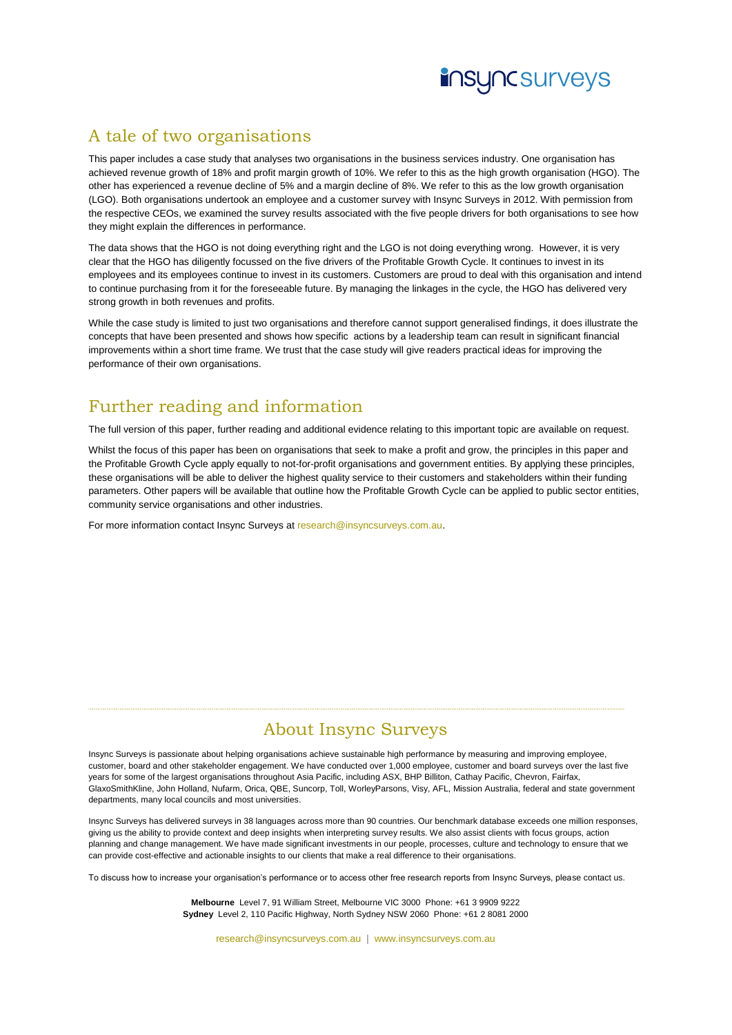## A tale of two organisations

This paper includes a case study that analyses two organisations in the business services industry. One organisation has achieved revenue growth of 18% and profit margin growth of 10%. We refer to this as the high growth organisation (HGO). The other has experienced a revenue decline of 5% and a margin decline of 8%. We refer to this as the low growth organisation (LGO). Both organisations undertook an employee and a customer survey with Insync Surveys in 2012. With permission from the respective CEOs, we examined the survey results associated with the five people drivers for both organisations to see how they might explain the differences in performance.

The data shows that the HGO is not doing everything right and the LGO is not doing everything wrong. However, it is very clear that the HGO has diligently focussed on the five drivers of the Profitable Growth Cycle. It continues to invest in its employees and its employees continue to invest in its customers. Customers are proud to deal with this organisation and intend to continue purchasing from it for the foreseeable future. By managing the linkages in the cycle, the HGO has delivered very strong growth in both revenues and profits.

While the case study is limited to just two organisations and therefore cannot support generalised findings, it does illustrate the concepts that have been presented and shows how specific actions by a leadership team can result in significant financial improvements within a short time frame. We trust that the case study will give readers practical ideas for improving the performance of their own organisations.

## Further reading and information

The full version of this paper, further reading and additional evidence relating to this important topic are available on request.

Whilst the focus of this paper has been on organisations that seek to make a profit and grow, the principles in this paper and the Profitable Growth Cycle apply equally to not-for-profit organisations and government entities. By applying these principles, these organisations will be able to deliver the highest quality service to their customers and stakeholders within their funding parameters. Other papers will be available that outline how the Profitable Growth Cycle can be applied to public sector entities, community service organisations and other industries.

For more information contact Insync Surveys at research@insyncsurveys.com.au.

## About Insync Surveys

Insync Surveys is passionate about helping organisations achieve sustainable high performance by measuring and improving employee, customer, board and other stakeholder engagement. We have conducted over 1,000 employee, customer and board surveys over the last five years for some of the largest organisations throughout Asia Pacific, including ASX, BHP Billiton, Cathay Pacific, Chevron, Fairfax, GlaxoSmithKline, John Holland, Nufarm, Orica, QBE, Suncorp, Toll, WorleyParsons, Visy, AFL, Mission Australia, federal and state government departments, many local councils and most universities.

Insync Surveys has delivered surveys in 38 languages across more than 90 countries. Our benchmark database exceeds one million responses, giving us the ability to provide context and deep insights when interpreting survey results. We also assist clients with focus groups, action planning and change management. We have made significant investments in our people, processes, culture and technology to ensure that we can provide cost-effective and actionable insights to our clients that make a real difference to their organisations.

To discuss how to increase your organisation's performance or to access other free research reports from Insync Surveys, please contact us.

**Melbourne** Level 7, 91 William Street, Melbourne VIC 3000 Phone: +61 3 9909 9222
**Sydney** Level 2, 110 Pacific Highway, North Sydney NSW 2060 Phone: +61 2 8081 2000

research@insyncsurveys.com.au | www.insyncsurveys.com.au